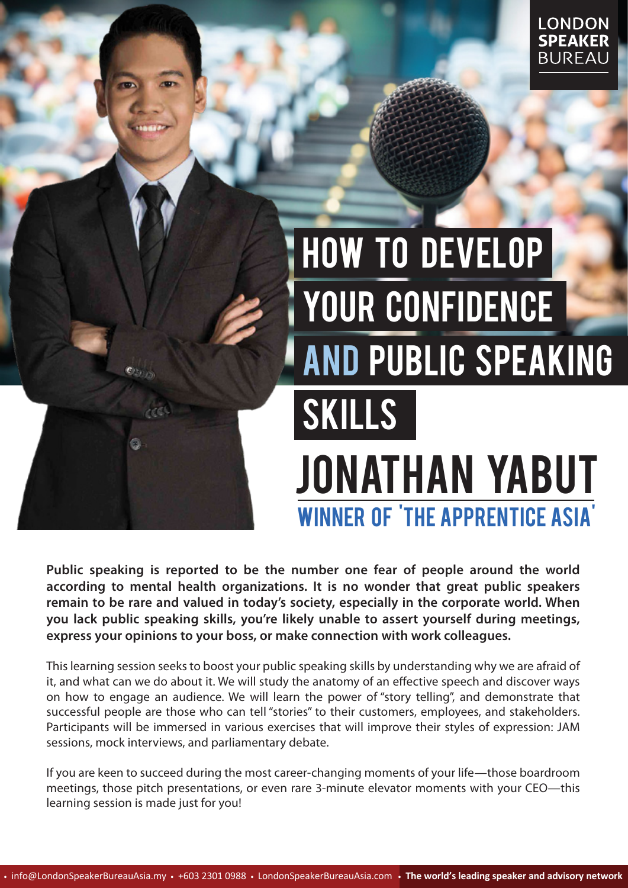LONDON **SPEAKER** BUREAU

# HOW TO DEVELOP YOUR CONFIDENCE AND PUBLIC SPEAKING SKILLS

## JONATHAN YABUT

### WINNER OF 'THE APPRENTICE ASIA'

**Public speaking is reported to be the number one fear of people around the world according to mental health organizations. It is no wonder that great public speakers remain to be rare and valued in today's society, especially in the corporate world. When you lack public speaking skills, you're likely unable to assert yourself during meetings, express your opinions to your boss, or make connection with work colleagues.**

This learning session seeks to boost your public speaking skills by understanding why we are afraid of it, and what can we do about it. We will study the anatomy of an effective speech and discover ways on how to engage an audience. We will learn the power of "story telling", and demonstrate that successful people are those who can tell "stories" to their customers, employees, and stakeholders. Participants will be immersed in various exercises that will improve their styles of expression: JAM sessions, mock interviews, and parliamentary debate.

If you are keen to succeed during the most career-changing moments of your life—those boardroom meetings, those pitch presentations, or even rare 3-minute elevator moments with your CEO—this learning session is made just for you!

• info@LondonSpeakerBureauAsia.my • +603 2301 0988 • LondonSpeakerBureauAsia.com • **The world's leading speaker and advisory network**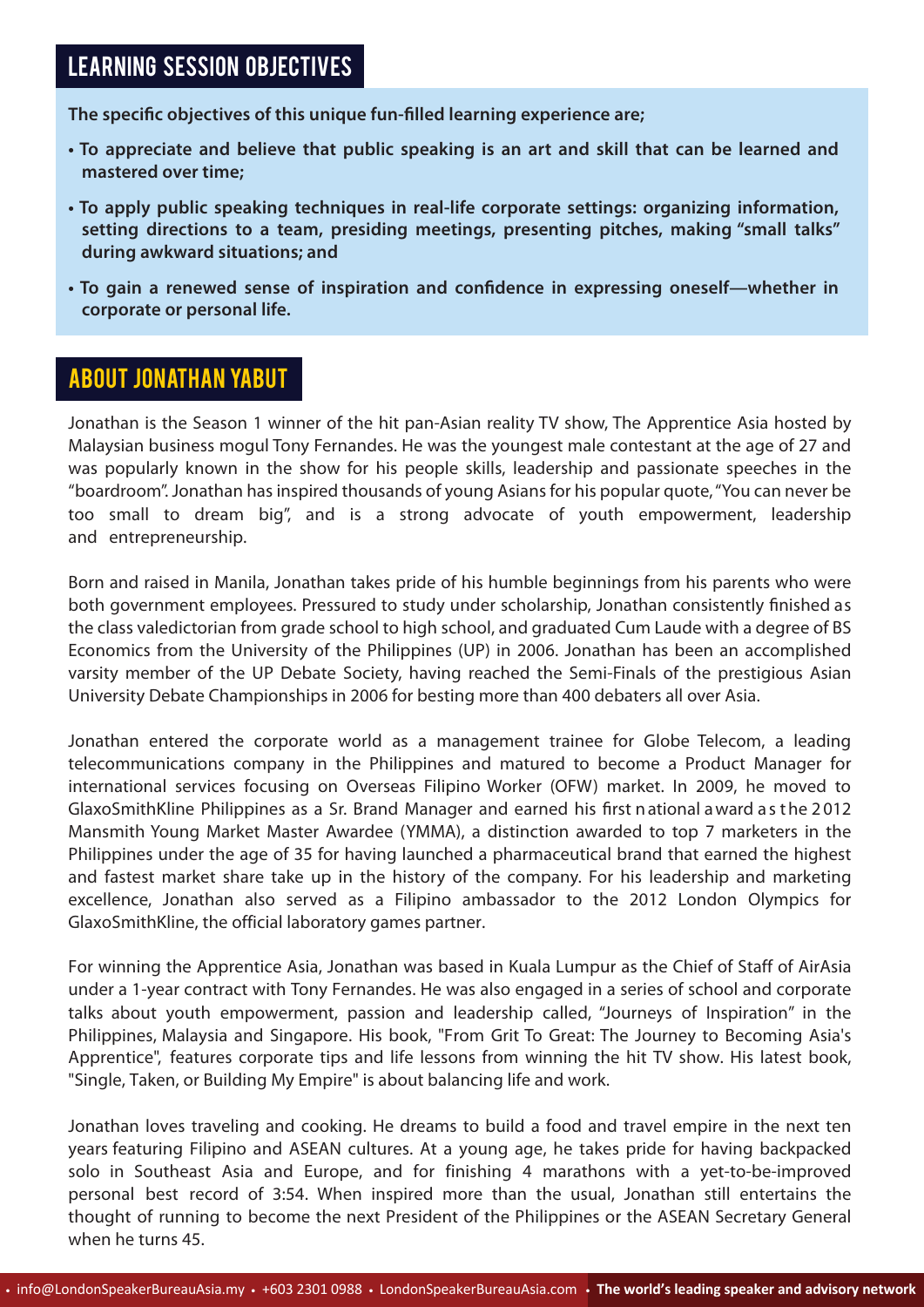## LEARNING SESSION OBJECTIVES

**The specific objectives of this unique fun-filled learning experience are;**

- **To appreciate and believe that public speaking is an art and skill that can be learned and mastered over time;**
- **To apply public speaking techniques in real-life corporate settings: organizing information, setting directions to a team, presiding meetings, presenting pitches, making "small talks" during awkward situations; and**
- **To gain a renewed sense of inspiration and confidence in expressing oneself—whether in corporate or personal life.**

## ABOUT JONATHAN YABUT

Jonathan is the Season 1 winner of the hit pan-Asian reality TV show, The Apprentice Asia hosted by Malaysian business mogul Tony Fernandes. He was the youngest male contestant at the age of 27 and was popularly known in the show for his people skills, leadership and passionate speeches in the "boardroom". Jonathan has inspired thousands of young Asians for his popular quote, "You can never be too small to dream big", and is a strong advocate of youth empowerment, leadership and entrepreneurship.

Born and raised in Manila, Jonathan takes pride of his humble beginnings from his parents who were both government employees. Pressured to study under scholarship, Jonathan consistently finished as the class valedictorian from grade school to high school, and graduated Cum Laude with a degree of BS Economics from the University of the Philippines (UP) in 2006. Jonathan has been an accomplished varsity member of the UP Debate Society, having reached the Semi-Finals of the prestigious Asian University Debate Championships in 2006 for besting more than 400 debaters all over Asia.

Jonathan entered the corporate world as a management trainee for Globe Telecom, a leading telecommunications company in the Philippines and matured to become a Product Manager for international services focusing on Overseas Filipino Worker (OFW) market. In 2009, he moved to GlaxoSmithKline Philippines as a Sr. Brand Manager and earned his first national award as the 2012 Mansmith Young Market Master Awardee (YMMA), a distinction awarded to top 7 marketers in the Philippines under the age of 35 for having launched a pharmaceutical brand that earned the highest and fastest market share take up in the history of the company. For his leadership and marketing excellence, Jonathan also served as a Filipino ambassador to the 2012 London Olympics for GlaxoSmithKline, the official laboratory games partner.

For winning the Apprentice Asia, Jonathan was based in Kuala Lumpur as the Chief of Staff of AirAsia under a 1-year contract with Tony Fernandes. He was also engaged in a series of school and corporate talks about youth empowerment, passion and leadership called, "Journeys of Inspiration" in the Philippines, Malaysia and Singapore. His book, "From Grit To Great: The Journey to Becoming Asia's Apprentice", features corporate tips and life lessons from winning the hit TV show. His latest book, "Single, Taken, or Building My Empire" is about balancing life and work.

Jonathan loves traveling and cooking. He dreams to build a food and travel empire in the next ten years featuring Filipino and ASEAN cultures. At a young age, he takes pride for having backpacked solo in Southeast Asia and Europe, and for finishing 4 marathons with a yet-to-be-improved personal best record of 3:54. When inspired more than the usual, Jonathan still entertains the thought of running to become the next President of the Philippines or the ASEAN Secretary General when he turns 45.

• info@LondonSpeakerBureauAsia.my • +603 2301 0988 • LondonSpeakerBureauAsia.com • **The world's leading speaker and advisory network**